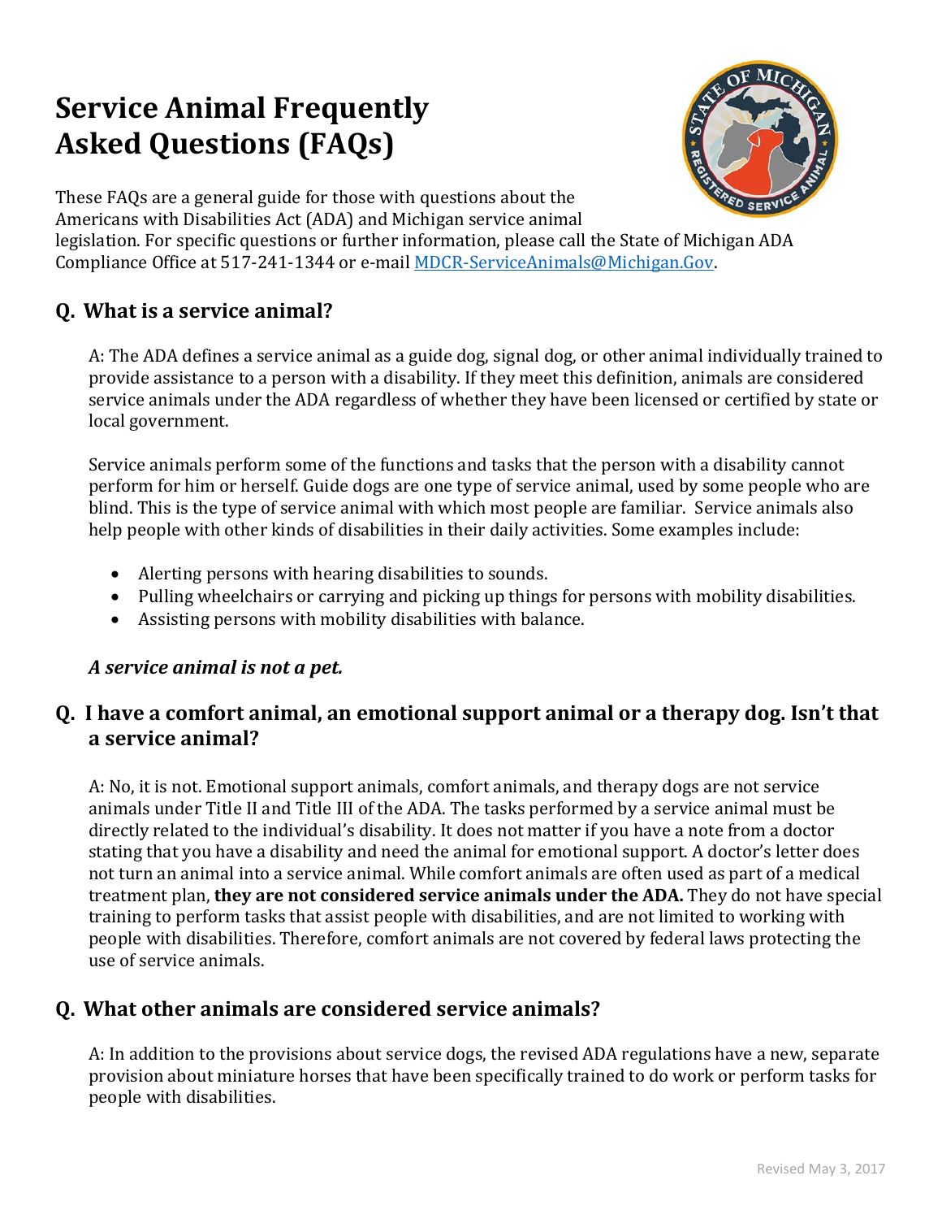# Service Animal Frequently Asked Questions (FAQs)

These FAQs are a general guide for those with questions about the Americans with Disabilities Act (ADA) and Michigan service animal legislation. For specific questions or further information, please call the State of Michigan ADA Compliance Office at 517-241-1344 or e-mail MDCR-ServiceAnimals@Michigan.Gov.

## Q. What is a service animal?

A: The ADA defines a service animal as a guide dog, signal dog, or other animal individually trained to provide assistance to a person with a disability. If they meet this definition, animals are considered service animals under the ADA regardless of whether they have been licensed or certified by state or local government.

Service animals perform some of the functions and tasks that the person with a disability cannot perform for him or herself. Guide dogs are one type of service animal, used by some people who are blind. This is the type of service animal with which most people are familiar. Service animals also help people with other kinds of disabilities in their daily activities. Some examples include:

- Alerting persons with hearing disabilities to sounds.
- Pulling wheelchairs or carrying and picking up things for persons with mobility disabilities.
- Assisting persons with mobility disabilities with balance.

***A service animal is not a pet.***

## Q. I have a comfort animal, an emotional support animal or a therapy dog. Isn't that a service animal?

A: No, it is not. Emotional support animals, comfort animals, and therapy dogs are not service animals under Title II and Title III of the ADA. The tasks performed by a service animal must be directly related to the individual's disability. It does not matter if you have a note from a doctor stating that you have a disability and need the animal for emotional support. A doctor's letter does not turn an animal into a service animal. While comfort animals are often used as part of a medical treatment plan, **they are not considered service animals under the ADA.** They do not have special training to perform tasks that assist people with disabilities, and are not limited to working with people with disabilities. Therefore, comfort animals are not covered by federal laws protecting the use of service animals.

## Q. What other animals are considered service animals?

A: In addition to the provisions about service dogs, the revised ADA regulations have a new, separate provision about miniature horses that have been specifically trained to do work or perform tasks for people with disabilities.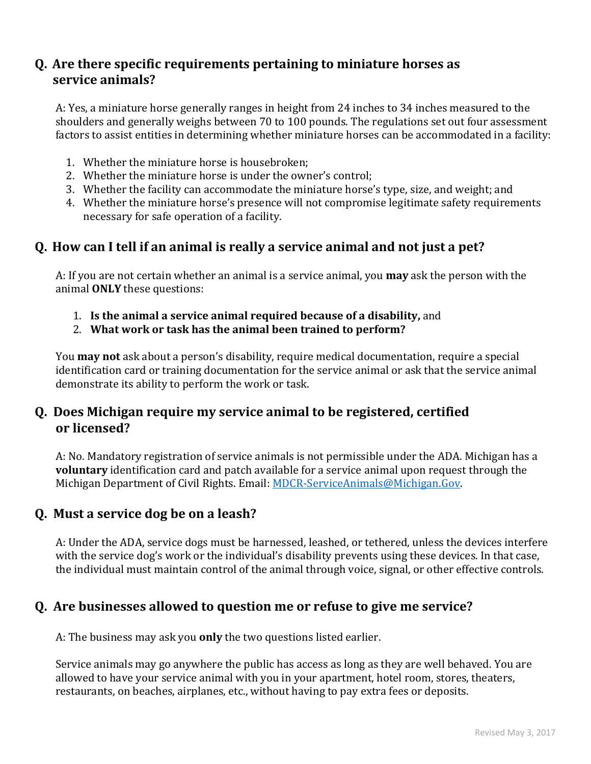## Q. Are there specific requirements pertaining to miniature horses as service animals?

A: Yes, a miniature horse generally ranges in height from 24 inches to 34 inches measured to the shoulders and generally weighs between 70 to 100 pounds. The regulations set out four assessment factors to assist entities in determining whether miniature horses can be accommodated in a facility:

1. Whether the miniature horse is housebroken;
2. Whether the miniature horse is under the owner's control;
3. Whether the facility can accommodate the miniature horse's type, size, and weight; and
4. Whether the miniature horse's presence will not compromise legitimate safety requirements necessary for safe operation of a facility.

## Q. How can I tell if an animal is really a service animal and not just a pet?

A: If you are not certain whether an animal is a service animal, you **may** ask the person with the animal **ONLY** these questions:

1. **Is the animal a service animal required because of a disability,** and
2. **What work or task has the animal been trained to perform?**

You **may not** ask about a person's disability, require medical documentation, require a special identification card or training documentation for the service animal or ask that the service animal demonstrate its ability to perform the work or task.

## Q. Does Michigan require my service animal to be registered, certified or licensed?

A: No. Mandatory registration of service animals is not permissible under the ADA. Michigan has a **voluntary** identification card and patch available for a service animal upon request through the Michigan Department of Civil Rights. Email: MDCR-ServiceAnimals@Michigan.Gov.

## Q. Must a service dog be on a leash?

A: Under the ADA, service dogs must be harnessed, leashed, or tethered, unless the devices interfere with the service dog's work or the individual's disability prevents using these devices. In that case, the individual must maintain control of the animal through voice, signal, or other effective controls.

## Q. Are businesses allowed to question me or refuse to give me service?

A: The business may ask you **only** the two questions listed earlier.

Service animals may go anywhere the public has access as long as they are well behaved. You are allowed to have your service animal with you in your apartment, hotel room, stores, theaters, restaurants, on beaches, airplanes, etc., without having to pay extra fees or deposits.

Revised May 3, 2017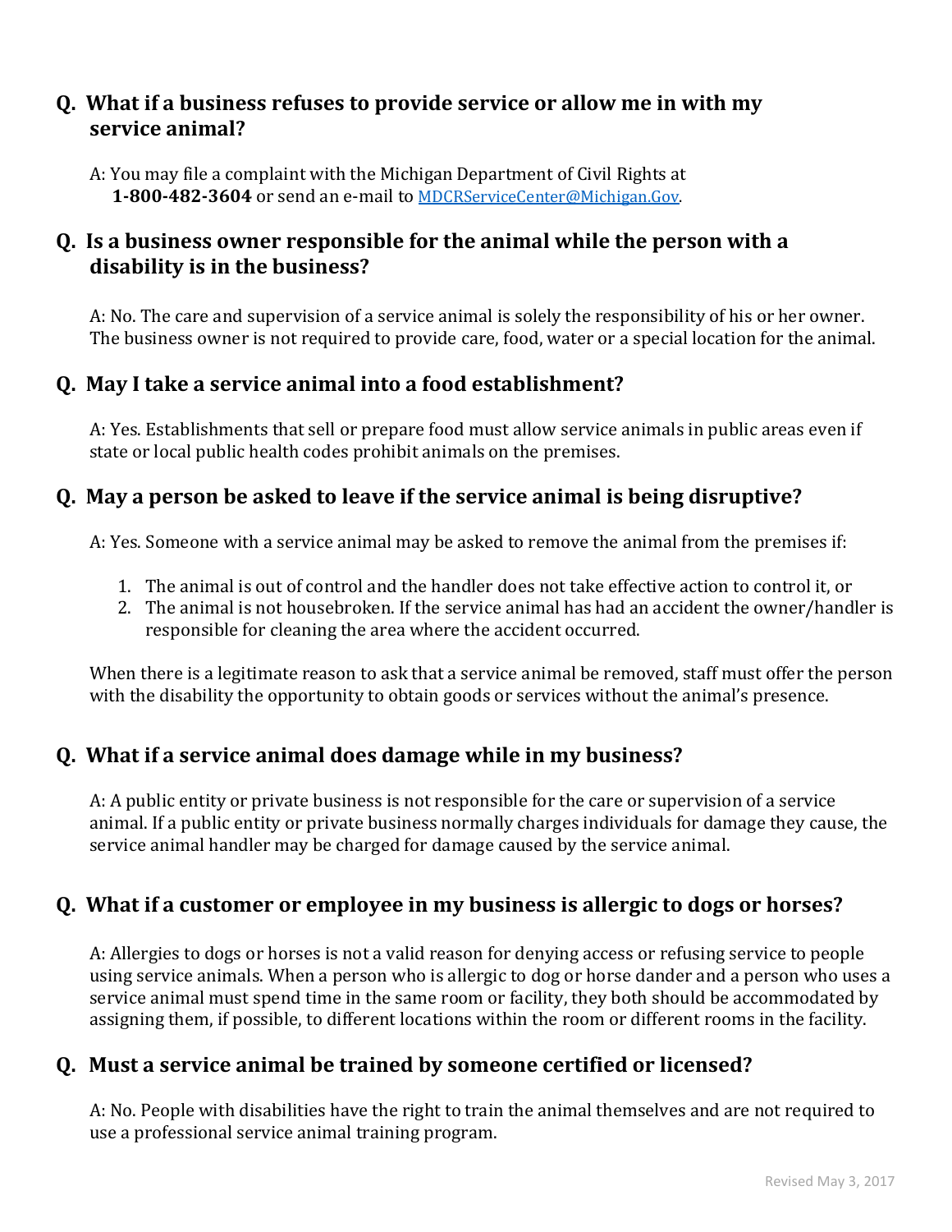## Q. What if a business refuses to provide service or allow me in with my service animal?

A: You may file a complaint with the Michigan Department of Civil Rights at **1-800-482-3604** or send an e-mail to [MDCRServiceCenter@Michigan.Gov](mailto:MDCRServiceCenter@Michigan.Gov).

## Q. Is a business owner responsible for the animal while the person with a disability is in the business?

A: No. The care and supervision of a service animal is solely the responsibility of his or her owner. The business owner is not required to provide care, food, water or a special location for the animal.

## Q. May I take a service animal into a food establishment?

A: Yes. Establishments that sell or prepare food must allow service animals in public areas even if state or local public health codes prohibit animals on the premises.

## Q. May a person be asked to leave if the service animal is being disruptive?

A: Yes. Someone with a service animal may be asked to remove the animal from the premises if:

1. The animal is out of control and the handler does not take effective action to control it, or
2. The animal is not housebroken. If the service animal has had an accident the owner/handler is responsible for cleaning the area where the accident occurred.

When there is a legitimate reason to ask that a service animal be removed, staff must offer the person with the disability the opportunity to obtain goods or services without the animal's presence.

## Q. What if a service animal does damage while in my business?

A: A public entity or private business is not responsible for the care or supervision of a service animal. If a public entity or private business normally charges individuals for damage they cause, the service animal handler may be charged for damage caused by the service animal.

## Q. What if a customer or employee in my business is allergic to dogs or horses?

A: Allergies to dogs or horses is not a valid reason for denying access or refusing service to people using service animals. When a person who is allergic to dog or horse dander and a person who uses a service animal must spend time in the same room or facility, they both should be accommodated by assigning them, if possible, to different locations within the room or different rooms in the facility.

## Q. Must a service animal be trained by someone certified or licensed?

A: No. People with disabilities have the right to train the animal themselves and are not required to use a professional service animal training program.

Revised May 3, 2017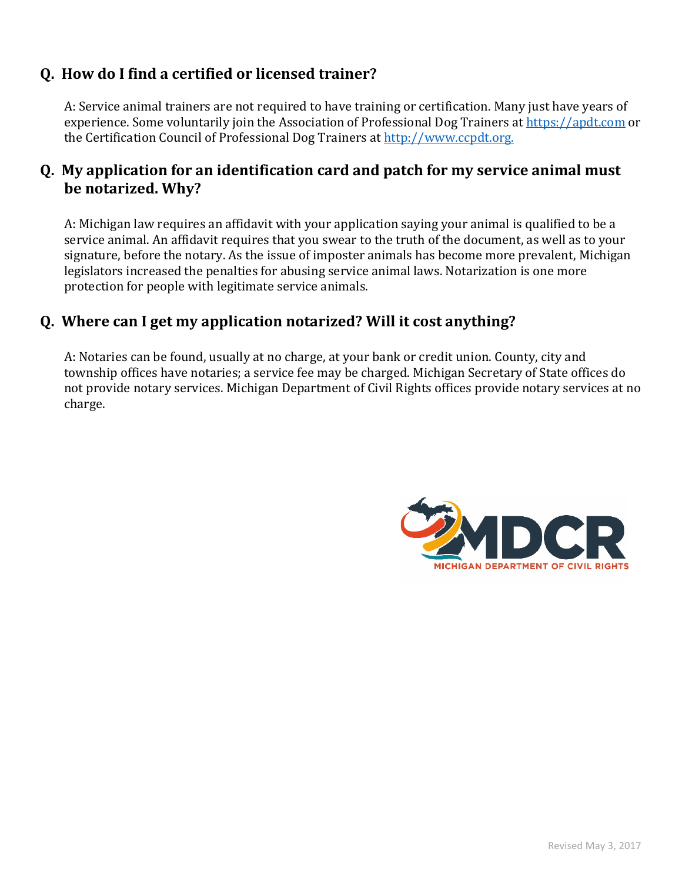## Q. How do I find a certified or licensed trainer?

A: Service animal trainers are not required to have training or certification. Many just have years of experience. Some voluntarily join the Association of Professional Dog Trainers at https://apdt.com or the Certification Council of Professional Dog Trainers at http://www.ccpdt.org.

## Q. My application for an identification card and patch for my service animal must be notarized. Why?

A: Michigan law requires an affidavit with your application saying your animal is qualified to be a service animal. An affidavit requires that you swear to the truth of the document, as well as to your signature, before the notary. As the issue of imposter animals has become more prevalent, Michigan legislators increased the penalties for abusing service animal laws. Notarization is one more protection for people with legitimate service animals.

## Q. Where can I get my application notarized? Will it cost anything?

A: Notaries can be found, usually at no charge, at your bank or credit union. County, city and township offices have notaries; a service fee may be charged. Michigan Secretary of State offices do not provide notary services. Michigan Department of Civil Rights offices provide notary services at no charge.

MDCR
MICHIGAN DEPARTMENT OF CIVIL RIGHTS

Revised May 3, 2017